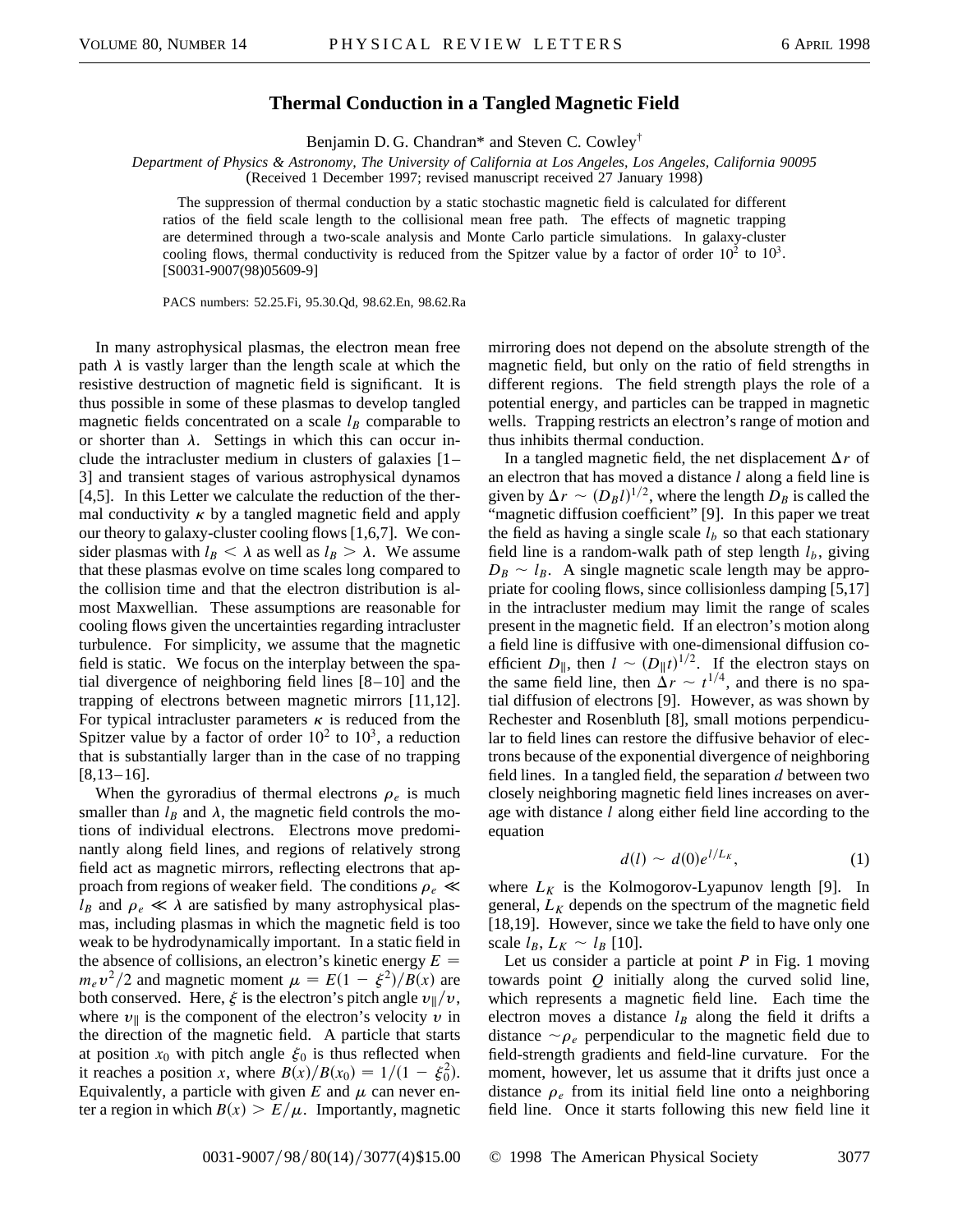# Thermal Conduction in a Tangled Magnetic Field

Benjamin D. G. Chandran* and Steven C. Cowley†

*Department of Physics & Astronomy, The University of California at Los Angeles, Los Angeles, California 90095*
(Received 1 December 1997; revised manuscript received 27 January 1998)

The suppression of thermal conduction by a static stochastic magnetic field is calculated for different ratios of the field scale length to the collisional mean free path. The effects of magnetic trapping are determined through a two-scale analysis and Monte Carlo particle simulations. In galaxy-cluster cooling flows, thermal conductivity is reduced from the Spitzer value by a factor of order $10^2$ to $10^3$. [S0031-9007(98)05609-9]

PACS numbers: 52.25.Fi, 95.30.Qd, 98.62.En, 98.62.Ra

In many astrophysical plasmas, the electron mean free path $\lambda$ is vastly larger than the length scale at which the resistive destruction of magnetic field is significant. It is thus possible in some of these plasmas to develop tangled magnetic fields concentrated on a scale $l_B$ comparable to or shorter than $\lambda$. Settings in which this can occur include the intracluster medium in clusters of galaxies [1–3] and transient stages of various astrophysical dynamos [4,5]. In this Letter we calculate the reduction of the thermal conductivity $\kappa$ by a tangled magnetic field and apply our theory to galaxy-cluster cooling flows [1,6,7]. We consider plasmas with $l_B < \lambda$ as well as $l_B > \lambda$. We assume that these plasmas evolve on time scales long compared to the collision time and that the electron distribution is almost Maxwellian. These assumptions are reasonable for cooling flows given the uncertainties regarding intracluster turbulence. For simplicity, we assume that the magnetic field is static. We focus on the interplay between the spatial divergence of neighboring field lines [8–10] and the trapping of electrons between magnetic mirrors [11,12]. For typical intracluster parameters $\kappa$ is reduced from the Spitzer value by a factor of order $10^2$ to $10^3$, a reduction that is substantially larger than in the case of no trapping [8,13–16].

When the gyroradius of thermal electrons $\rho_e$ is much smaller than $l_B$ and $\lambda$, the magnetic field controls the motions of individual electrons. Electrons move predominantly along field lines, and regions of relatively strong field act as magnetic mirrors, reflecting electrons that approach from regions of weaker field. The conditions $\rho_e \ll l_B$ and $\rho_e \ll \lambda$ are satisfied by many astrophysical plasmas, including plasma in which the magnetic field is too weak to be hydrodynamically important. In a static field in the absence of collisions, an electron's kinetic energy $E = m_e v^2/2$ and magnetic moment $\mu = E(1 - \xi^2)/B(x)$ are both conserved. Here, $\xi$ is the electron's pitch angle $v_\parallel/v$, where $v_\parallel$ is the component of the electron's velocity $v$ in the direction of the magnetic field. A particle that starts at position $x_0$ with pitch angle $\xi_0$ is thus reflected when it reaches a position $x$, where $B(x)/B(x_0) = 1/(1 - \xi_0^2)$. Equivalently, a particle with given $E$ and $\mu$ can never enter a region in which $B(x) > E/\mu$. Importantly, magnetic mirroring does not depend on the absolute strength of the magnetic field, but only on the ratio of field strengths in different regions. The field strength plays the role of a potential energy, and particles can be trapped in magnetic wells. Trapping restricts an electron's range of motion and thus inhibits thermal conduction.

In a tangled magnetic field, the net displacement $\Delta r$ of an electron that has moved a distance $l$ along a field line is given by $\Delta r \sim (D_B l)^{1/2}$, where the length $D_B$ is called the "magnetic diffusion coefficient" [9]. In this paper we treat the field as having a single scale $l_b$ so that each stationary field line is a random-walk path of step length $l_b$, giving $D_B \sim l_B$. A single magnetic scale length may be appropriate for cooling flows, since collisionless damping [5,17] in the intracluster medium may limit the range of scales present in the magnetic field. If an electron's motion along a field line is diffusive with one-dimensional diffusion coefficient $D_\parallel$, then $l \sim (D_\parallel t)^{1/2}$. If the electron stays on the same field line, then $\Delta r \sim t^{1/4}$, and there is no spatial diffusion of electrons [9]. However, as was shown by Rechester and Rosenbluth [8], small motions perpendicular to field lines can restore the diffusive behavior of electrons because of the exponential divergence of neighboring field lines. In a tangled field, the separation $d$ between two closely neighboring magnetic field lines increases on average with distance $l$ along either field line according to the equation

$$d(l) \sim d(0)e^{l/L_K}, \tag{1}$$

where $L_K$ is the Kolmogorov-Lyapunov length [9]. In general, $L_K$ depends on the spectrum of the magnetic field [18,19]. However, since we take the field to have only one scale $l_B$, $L_K \sim l_B$ [10].

Let us consider a particle at point $P$ in Fig. 1 moving towards point $Q$ initially along the curved solid line, which represents a magnetic field line. Each time the electron moves a distance $l_B$ along the field it drifts a distance $\sim\rho_e$ perpendicular to the magnetic field due to field-strength gradients and field-line curvature. For the moment, however, let us assume that it drifts just once a distance $\rho_e$ from its initial field line onto a neighboring field line. Once it starts following this new field line it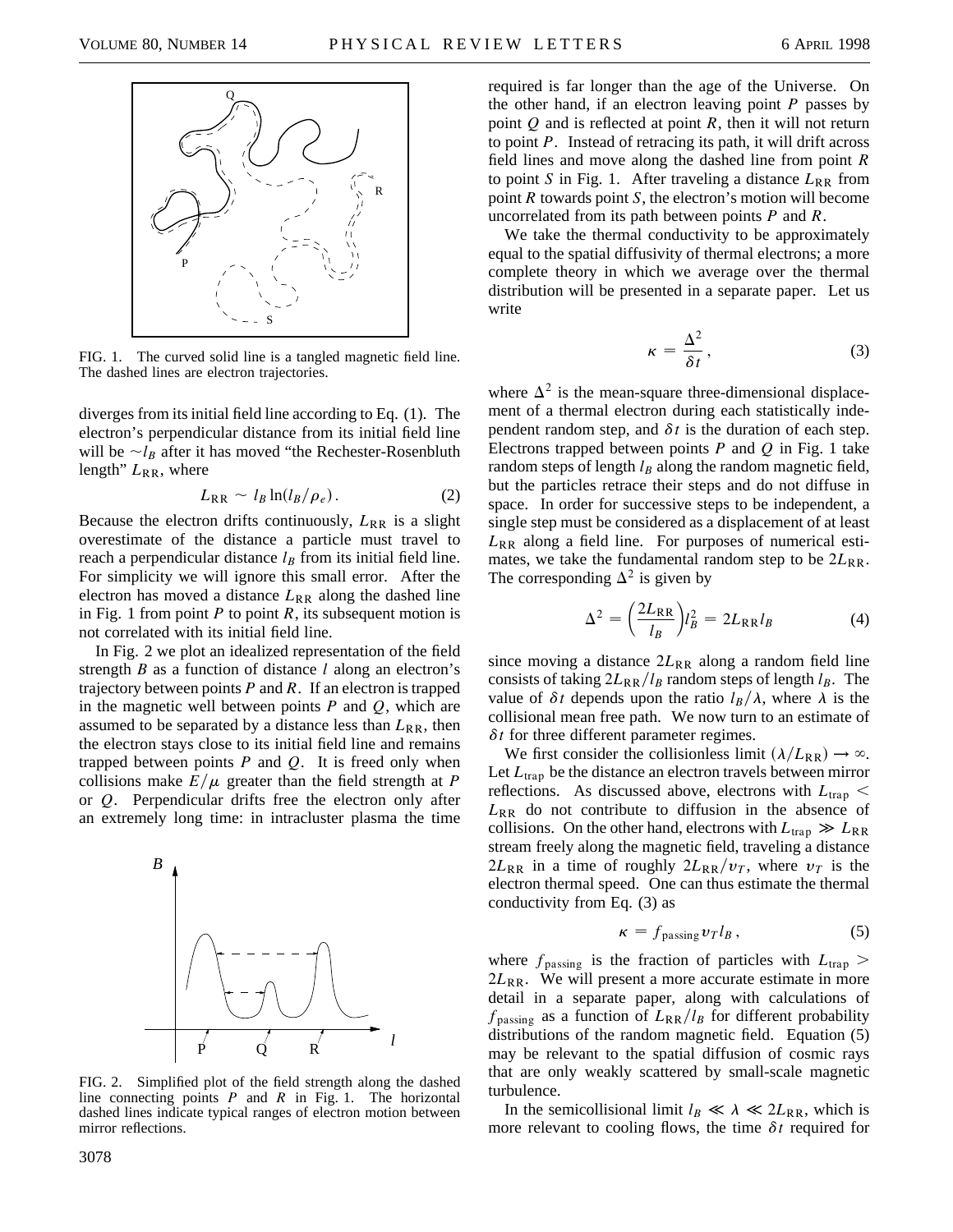FIG. 1. The curved solid line is a tangled magnetic field line. The dashed lines are electron trajectories.

diverges from its initial field line according to Eq. (1). The electron's perpendicular distance from its initial field line will be $\sim l_B$ after it has moved "the Rechester-Rosenbluth length" $L_{\mathrm{RR}}$, where

$$L_{\mathrm{RR}} \sim l_B \ln(l_B/\rho_e). \tag{2}$$

Because the electron drifts continuously, $L_{\mathrm{RR}}$ is a slight overestimate of the distance a particle must travel to reach a perpendicular distance $l_B$ from its initial field line. For simplicity we will ignore this small error. After the electron has moved a distance $L_{\mathrm{RR}}$ along the dashed line in Fig. 1 from point $P$ to point $R$, its subsequent motion is not correlated with its initial field line.

In Fig. 2 we plot an idealized representation of the field strength $B$ as a function of distance $l$ along an electron's trajectory between points $P$ and $R$. If an electron is trapped in the magnetic well between points $P$ and $Q$, which are assumed to be separated by a distance less than $L_{\mathrm{RR}}$, then the electron stays close to its initial field line and remains trapped between points $P$ and $Q$. It is freed only when collisions make $E/\mu$ greater than the field strength at $P$ or $Q$. Perpendicular drifts free the electron only after an extremely long time: in intracluster plasma the time required is far longer than the age of the Universe. On the other hand, if an electron leaving point $P$ passes by point $Q$ and is reflected at point $R$, then it will not return to point $P$. Instead of retracing its path, it will drift across field lines and move along the dashed line from point $R$ to point $S$ in Fig. 1. After traveling a distance $L_{\mathrm{RR}}$ from point $R$ towards point $S$, the electron's motion will become uncorrelated from its path between points $P$ and $R$.

FIG. 2. Simplified plot of the field strength along the dashed line connecting points $P$ and $R$ in Fig. 1. The horizontal dashed lines indicate typical ranges of electron motion between mirror reflections.

We take the thermal conductivity to be approximately equal to the spatial diffusivity of thermal electrons; a more complete theory in which we average over the thermal distribution will be presented in a separate paper. Let us write

$$\kappa = \frac{\Delta^2}{\delta t}, \tag{3}$$

where $\Delta^2$ is the mean-square three-dimensional displacement of a thermal electron during each statistically independent random step, and $\delta t$ is the duration of each step. Electrons trapped between points $P$ and $Q$ in Fig. 1 take random steps of length $l_B$ along the random magnetic field, but the particles retrace their steps and do not diffuse in space. In order for successive steps to be independent, a single step must be considered as a displacement of at least $L_{\mathrm{RR}}$ along a field line. For purposes of numerical estimates, we take the fundamental random step to be $2L_{\mathrm{RR}}$. The corresponding $\Delta^2$ is given by

$$\Delta^2 = \left(\frac{2L_{\mathrm{RR}}}{l_B}\right) l_B^2 = 2L_{\mathrm{RR}} l_B \tag{4}$$

since moving a distance $2L_{\mathrm{RR}}$ along a random field line consists of taking $2L_{\mathrm{RR}}/l_B$ random steps of length $l_B$. The value of $\delta t$ depends upon the ratio $l_B/\lambda$, where $\lambda$ is the collisional mean free path. We now turn to an estimate of $\delta t$ for three different parameter regimes.

We first consider the collisionless limit $(\lambda/L_{\mathrm{RR}}) \to \infty$. Let $L_{\mathrm{trap}}$ be the distance an electron travels between mirror reflections. As discussed above, electrons with $L_{\mathrm{trap}} < L_{\mathrm{RR}}$ do not contribute to diffusion in the absence of collisions. On the other hand, electrons with $L_{\mathrm{trap}} \gg L_{\mathrm{RR}}$ stream freely along the magnetic field, traveling a distance $2L_{\mathrm{RR}}$ in a time of roughly $2L_{\mathrm{RR}}/v_T$, where $v_T$ is the electron thermal speed. One can thus estimate the thermal conductivity from Eq. (3) as

$$\kappa = f_{\mathrm{passing}} v_T l_B, \tag{5}$$

where $f_{\mathrm{passing}}$ is the fraction of particles with $L_{\mathrm{trap}} > 2L_{\mathrm{RR}}$. We will present a more accurate estimate in more detail in a separate paper, along with calculations of $f_{\mathrm{passing}}$ as a function of $L_{\mathrm{RR}}/l_B$ for different probability distributions of the random magnetic field. Equation (5) may be relevant to the spatial diffusion of cosmic rays that are only weakly scattered by small-scale magnetic turbulence.

In the semicollisional limit $l_B \ll \lambda \ll 2L_{\mathrm{RR}}$, which is more relevant to cooling flows, the time $\delta t$ required for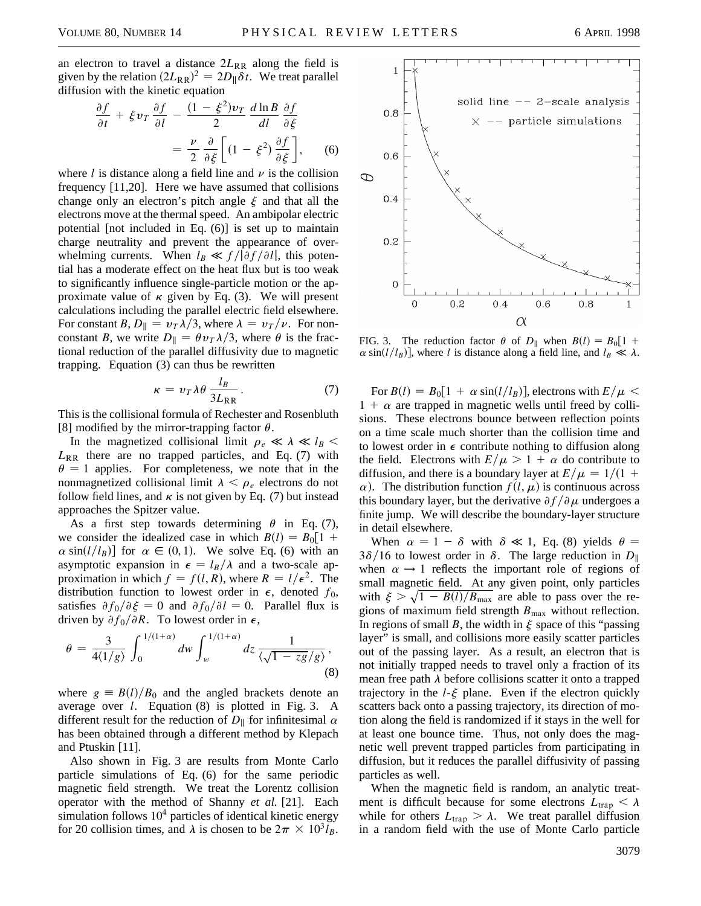an electron to travel a distance $2L_{\rm RR}$ along the field is given by the relation $(2L_{\rm RR})^2 = 2D_\parallel \delta t$. We treat parallel diffusion with the kinetic equation

$$\frac{\partial f}{\partial t} + \xi v_T \frac{\partial f}{\partial l} - \frac{(1-\xi^2)v_T}{2}\frac{d\ln B}{dl}\frac{\partial f}{\partial \xi} = \frac{\nu}{2}\frac{\partial}{\partial \xi}\left[(1-\xi^2)\frac{\partial f}{\partial \xi}\right], \qquad (6)$$

where $l$ is distance along a field line and $\nu$ is the collision frequency [11,20]. Here we have assumed that collisions change only an electron's pitch angle $\xi$ and that all the electrons move at the thermal speed. An ambipolar electric potential [not included in Eq. (6)] is set up to maintain charge neutrality and prevent the appearance of overwhelming currents. When $l_B \ll f/|\partial f/\partial l|$, this potential has a moderate effect on the heat flux but is too weak to significantly influence single-particle motion or the approximate value of $\kappa$ given by Eq. (3). We will present calculations including the parallel electric field elsewhere. For constant $B$, $D_\parallel = v_T\lambda/3$, where $\lambda = v_T/\nu$. For nonconstant $B$, we write $D_\parallel = \theta v_T \lambda/3$, where $\theta$ is the fractional reduction of the parallel diffusivity due to magnetic trapping. Equation (3) can thus be rewritten

$$\kappa = v_T \lambda \theta \frac{l_B}{3L_{\rm RR}}. \qquad (7)$$

This is the collisional formula of Rechester and Rosenbluth [8] modified by the mirror-trapping factor $\theta$.

In the magnetized collisional limit $\rho_e \ll \lambda \ll l_B < L_{\rm RR}$ there are no trapped particles, and Eq. (7) with $\theta = 1$ applies. For completeness, we note that in the nonmagnetized collisional limit $\lambda < \rho_e$ electrons do not follow field lines, and $\kappa$ is not given by Eq. (7) but instead approaches the Spitzer value.

As a first step towards determining $\theta$ in Eq. (7), we consider the idealized case in which $B(l) = B_0[1 + \alpha \sin(l/l_B)]$ for $\alpha \in (0,1)$. We solve Eq. (6) with an asymptotic expansion in $\epsilon = l_B/\lambda$ and a two-scale approximation in which $f = f(l,R)$, where $R = l/\epsilon^2$. The distribution function to lowest order in $\epsilon$, denoted $f_0$, satisfies $\partial f_0/\partial \xi = 0$ and $\partial f_0/\partial l = 0$. Parallel flux is driven by $\partial f_0/\partial R$. To lowest order in $\epsilon$,

$$\theta = \frac{3}{4\langle 1/g\rangle}\int_0^{1/(1+\alpha)} dw \int_w^{1/(1+\alpha)} dz \frac{1}{\langle\sqrt{1-zg}/g\rangle}, \qquad (8)$$

where $g \equiv B(l)/B_0$ and the angled brackets denote an average over $l$. Equation (8) is plotted in Fig. 3. A different result for the reduction of $D_\parallel$ for infinitesimal $\alpha$ has been obtained through a different method by Klepach and Ptuskin [11].

Also shown in Fig. 3 are results from Monte Carlo particle simulations of Eq. (6) for the same periodic magnetic field strength. We treat the Lorentz collision operator with the method of Shanny *et al.* [21]. Each simulation follows $10^4$ particles of identical kinetic energy for 20 collision times, and $\lambda$ is chosen to be $2\pi \times 10^3 l_B$.

FIG. 3. The reduction factor $\theta$ of $D_\parallel$ when $B(l) = B_0[1 + \alpha\sin(l/l_B)]$, where $l$ is distance along a field line, and $l_B \ll \lambda$.

For $B(l) = B_0[1 + \alpha\sin(l/l_B)]$, electrons with $E/\mu < 1 + \alpha$ are trapped in magnetic wells until freed by collisions. These electrons bounce between reflection points on a time scale much shorter than the collision time and to lowest order in $\epsilon$ contribute nothing to diffusion along the field. Electrons with $E/\mu > 1 + \alpha$ do contribute to diffusion, and there is a boundary layer at $E/\mu = 1/(1+\alpha)$. The distribution function $f(l,\mu)$ is continuous across this boundary layer, but the derivative $\partial f/\partial \mu$ undergoes a finite jump. We will describe the boundary-layer structure in detail elsewhere.

When $\alpha = 1 - \delta$ with $\delta \ll 1$, Eq. (8) yields $\theta = 3\delta/16$ to lowest order in $\delta$. The large reduction in $D_\parallel$ when $\alpha \to 1$ reflects the important role of regions of small magnetic field. At any given point, only particles with $\xi > \sqrt{1 - B(l)/B_{\max}}$ are able to pass over the regions of maximum field strength $B_{\max}$ without reflection. In regions of small $B$, the width in $\xi$ space of this "passing layer" is small, and collisions more easily scatter particles out of the passing layer. As a result, an electron that is not initially trapped needs to travel only a fraction of its mean free path $\lambda$ before collisions scatter it onto a trapped trajectory in the $l$-$\xi$ plane. Even if the electron quickly scatters back onto a passing trajectory, its direction of motion along the field is randomized if it stays in the well for at least one bounce time. Thus, not only does the magnetic well prevent trapped particles from participating in diffusion, but it reduces the parallel diffusivity of passing particles as well.

When the magnetic field is random, an analytic treatment is difficult because for some electrons $L_{\rm trap} < \lambda$ while for others $L_{\rm trap} > \lambda$. We treat parallel diffusion in a random field with the use of Monte Carlo particle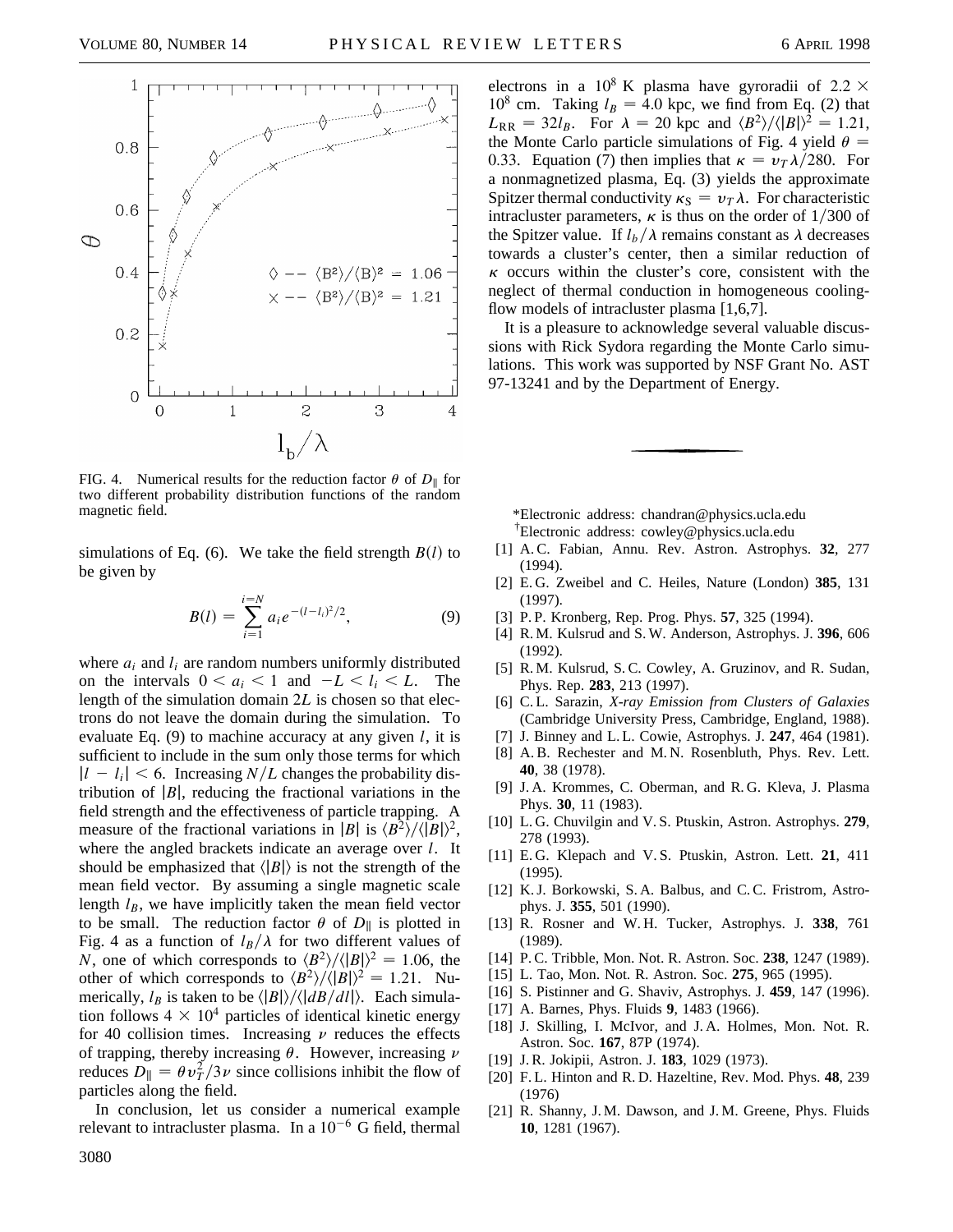1

0.8

0.6

$\theta$

0.4

0.2

0

0 1 2 3 4

$l_b/\lambda$

$\diamond$ -- $\langle B^2\rangle/\langle B\rangle^2 = 1.06$

$\times$ -- $\langle B^2\rangle/\langle B\rangle^2 = 1.21$

FIG. 4. Numerical results for the reduction factor $\theta$ of $D_\parallel$ for two different probability distribution functions of the random magnetic field.

simulations of Eq. (6). We take the field strength $B(l)$ to be given by

$$B(l) = \sum_{i=1}^{i=N} a_i e^{-(l-l_i)^2/2}, \tag{9}$$

where $a_i$ and $l_i$ are random numbers uniformly distributed on the intervals $0 < a_i < 1$ and $-L < l_i < L$. The length of the simulation domain $2L$ is chosen so that electrons do not leave the domain during the simulation. To evaluate Eq. (9) to machine accuracy at any given $l$, it is sufficient to include in the sum only those terms for which $|l - l_i| < 6$. Increasing $N/L$ changes the probability distribution of $|B|$, reducing the fractional variations in the field strength and the effectiveness of particle trapping. A measure of the fractional variations in $|B|$ is $\langle B^2\rangle/\langle|B|\rangle^2$, where the angled brackets indicate an average over $l$. It should be emphasized that $\langle|B|\rangle$ is not the strength of the mean field vector. By assuming a single magnetic scale length $l_B$, we have implicitly taken the mean field vector to be small. The reduction factor $\theta$ of $D_\parallel$ is plotted in Fig. 4 as a function of $l_B/\lambda$ for two different values of $N$, one of which corresponds to $\langle B^2\rangle/\langle|B|\rangle^2 = 1.06$, the other of which corresponds to $\langle B^2\rangle/\langle|B|\rangle^2 = 1.21$. Numerically, $l_B$ is taken to be $\langle|B|\rangle/\langle|dB/dl|\rangle$. Each simulation follows $4 \times 10^4$ particles of identical kinetic energy for 40 collision times. Increasing $\nu$ reduces the effects of trapping, thereby increasing $\theta$. However, increasing $\nu$ reduces $D_\parallel = \theta v_T^2/3\nu$ since collisions inhibit the flow of particles along the field.

In conclusion, let us consider a numerical example relevant to intracluster plasma. In a $10^{-6}$ G field, thermal electrons in a $10^8$ K plasma have gyroradii of $2.2 \times 10^8$ cm. Taking $l_B = 4.0$ kpc, we find from Eq. (2) that $L_{\rm RR} = 32 l_B$. For $\lambda = 20$ kpc and $\langle B^2\rangle/\langle|B|\rangle^2 = 1.21$, the Monte Carlo particle simulations of Fig. 4 yield $\theta = 0.33$. Equation (7) then implies that $\kappa = v_T\lambda/280$. For a nonmagnetized plasma, Eq. (3) yields the approximate Spitzer thermal conductivity $\kappa_{\rm S} = v_T\lambda$. For characteristic intracluster parameters, $\kappa$ is thus on the order of $1/300$ of the Spitzer value. If $l_b/\lambda$ remains constant as $\lambda$ decreases towards a cluster's center, then a similar reduction of $\kappa$ occurs within the cluster's core, consistent with the neglect of thermal conduction in homogeneous cooling-flow models of intracluster plasma [1,6,7].

It is a pleasure to acknowledge several valuable discussions with Rick Sydora regarding the Monte Carlo simulations. This work was supported by NSF Grant No. AST 97-13241 and by the Department of Energy.

*Electronic address: chandran@physics.ucla.edu

†Electronic address: cowley@physics.ucla.edu

[1] A. C. Fabian, Annu. Rev. Astron. Astrophys. **32**, 277 (1994).
[2] E. G. Zweibel and C. Heiles, Nature (London) **385**, 131 (1997).
[3] P. P. Kronberg, Rep. Prog. Phys. **57**, 325 (1994).
[4] R. M. Kulsrud and S. W. Anderson, Astrophys. J. **396**, 606 (1992).
[5] R. M. Kulsrud, S. C. Cowley, A. Gruzinov, and R. Sudan, Phys. Rep. **283**, 213 (1997).
[6] C. L. Sarazin, *X-ray Emission from Clusters of Galaxies* (Cambridge University Press, Cambridge, England, 1988).
[7] J. Binney and L. L. Cowie, Astrophys. J. **247**, 464 (1981).
[8] A. B. Rechester and M. N. Rosenbluth, Phys. Rev. Lett. **40**, 38 (1978).
[9] J. A. Krommes, C. Oberman, and R. G. Kleva, J. Plasma Phys. **30**, 11 (1983).
[10] L. G. Chuvilgin and V. S. Ptuskin, Astron. Astrophys. **279**, 278 (1993).
[11] E. G. Klepach and V. S. Ptuskin, Astron. Lett. **21**, 411 (1995).
[12] K. J. Borkowski, S. A. Balbus, and C. C. Fristrom, Astrophys. J. **355**, 501 (1990).
[13] R. Rosner and W. H. Tucker, Astrophys. J. **338**, 761 (1989).
[14] P. C. Tribble, Mon. Not. R. Astron. Soc. **238**, 1247 (1989).
[15] L. Tao, Mon. Not. R. Astron. Soc. **275**, 965 (1995).
[16] S. Pistinner and G. Shaviv, Astrophys. J. **459**, 147 (1996).
[17] A. Barnes, Phys. Fluids **9**, 1483 (1966).
[18] J. Skilling, I. McIvor, and J. A. Holmes, Mon. Not. R. Astron. Soc. **167**, 87P (1974).
[19] J. R. Jokipii, Astron. J. **183**, 1029 (1973).
[20] F. L. Hinton and R. D. Hazeltine, Rev. Mod. Phys. **48**, 239 (1976)
[21] R. Shanny, J. M. Dawson, and J. M. Greene, Phys. Fluids **10**, 1281 (1967).